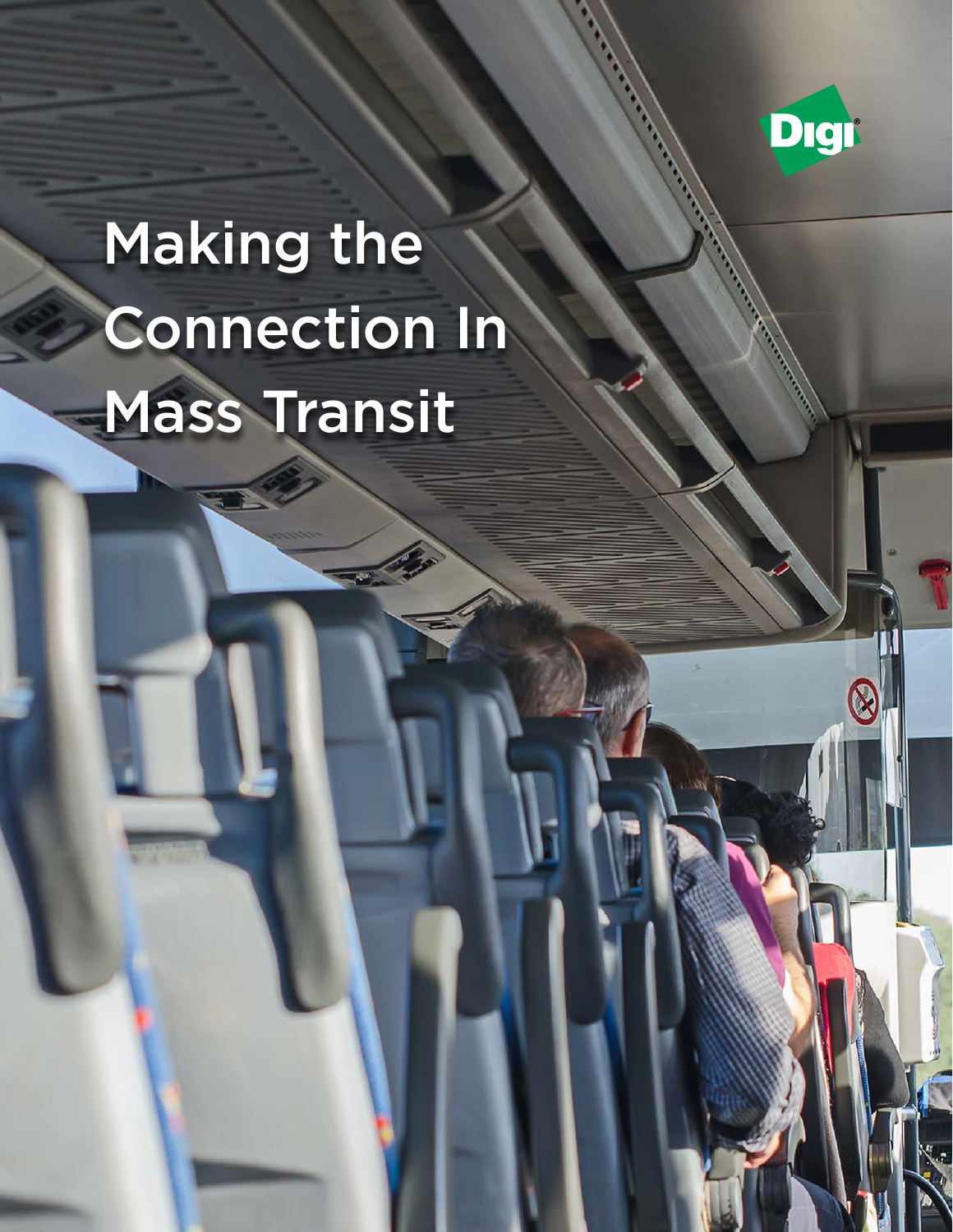# Making the Connection In Mass Transit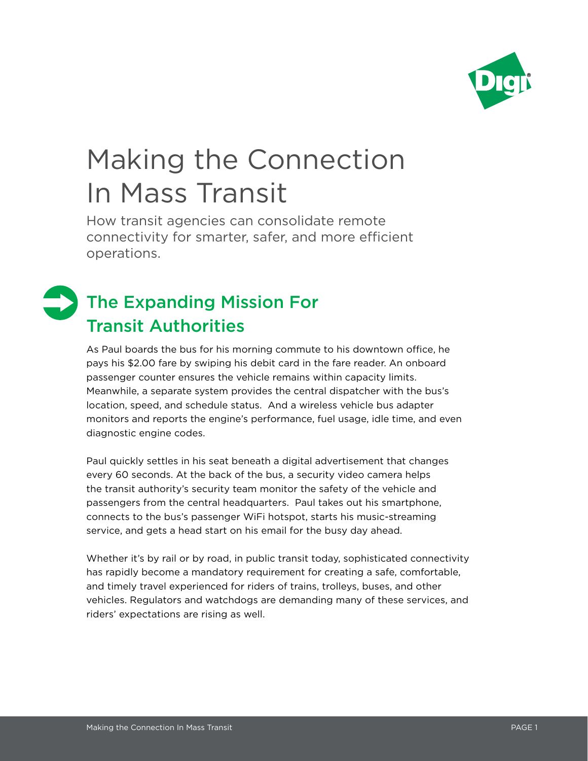# Making the Connection In Mass Transit

How transit agencies can consolidate remote connectivity for smarter, safer, and more efficient operations.

## The Expanding Mission For Transit Authorities

As Paul boards the bus for his morning commute to his downtown office, he pays his $2.00 fare by swiping his debit card in the fare reader. An onboard passenger counter ensures the vehicle remains within capacity limits. Meanwhile, a separate system provides the central dispatcher with the bus's location, speed, and schedule status. And a wireless vehicle bus adapter monitors and reports the engine's performance, fuel usage, idle time, and even diagnostic engine codes.

Paul quickly settles in his seat beneath a digital advertisement that changes every 60 seconds. At the back of the bus, a security video camera helps the transit authority's security team monitor the safety of the vehicle and passengers from the central headquarters. Paul takes out his smartphone, connects to the bus's passenger WiFi hotspot, starts his music-streaming service, and gets a head start on his email for the busy day ahead.

Whether it's by rail or by road, in public transit today, sophisticated connectivity has rapidly become a mandatory requirement for creating a safe, comfortable, and timely travel experienced for riders of trains, trolleys, buses, and other vehicles. Regulators and watchdogs are demanding many of these services, and riders' expectations are rising as well.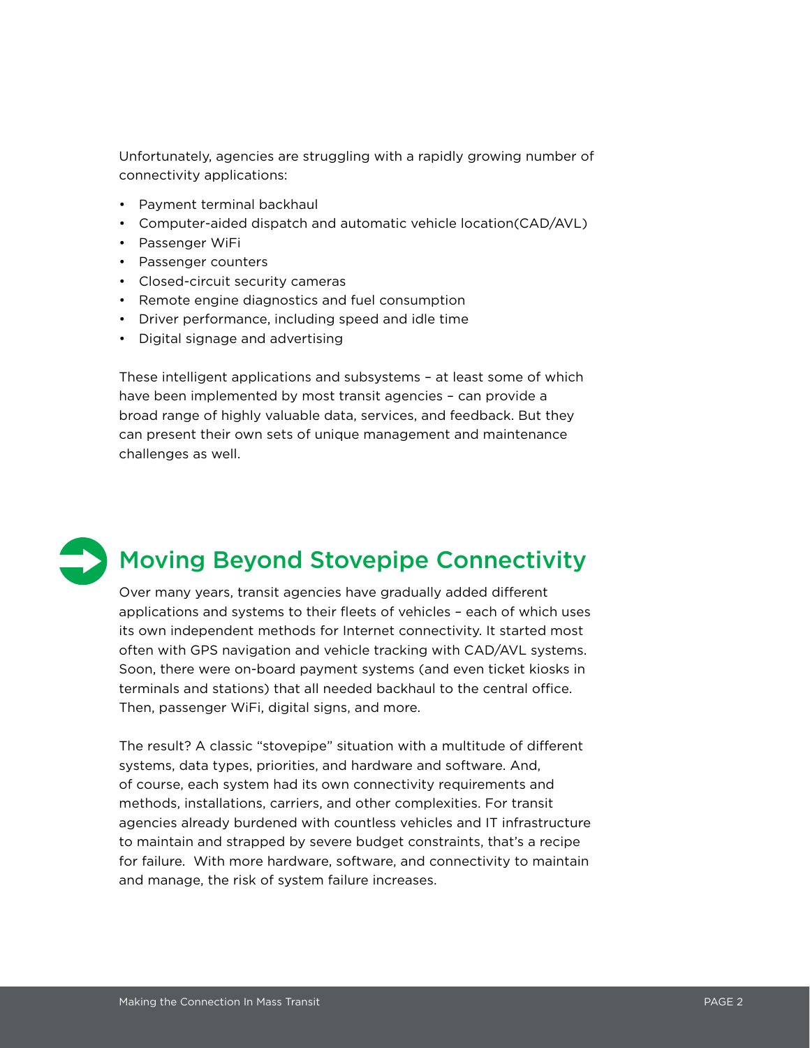Unfortunately, agencies are struggling with a rapidly growing number of connectivity applications:

- Payment terminal backhaul
- Computer-aided dispatch and automatic vehicle location(CAD/AVL)
- Passenger WiFi
- Passenger counters
- Closed-circuit security cameras
- Remote engine diagnostics and fuel consumption
- Driver performance, including speed and idle time
- Digital signage and advertising

These intelligent applications and subsystems – at least some of which have been implemented by most transit agencies – can provide a broad range of highly valuable data, services, and feedback. But they can present their own sets of unique management and maintenance challenges as well.

## Moving Beyond Stovepipe Connectivity

Over many years, transit agencies have gradually added different applications and systems to their fleets of vehicles – each of which uses its own independent methods for Internet connectivity. It started most often with GPS navigation and vehicle tracking with CAD/AVL systems. Soon, there were on-board payment systems (and even ticket kiosks in terminals and stations) that all needed backhaul to the central office. Then, passenger WiFi, digital signs, and more.

The result? A classic "stovepipe" situation with a multitude of different systems, data types, priorities, and hardware and software. And, of course, each system had its own connectivity requirements and methods, installations, carriers, and other complexities. For transit agencies already burdened with countless vehicles and IT infrastructure to maintain and strapped by severe budget constraints, that's a recipe for failure. With more hardware, software, and connectivity to maintain and manage, the risk of system failure increases.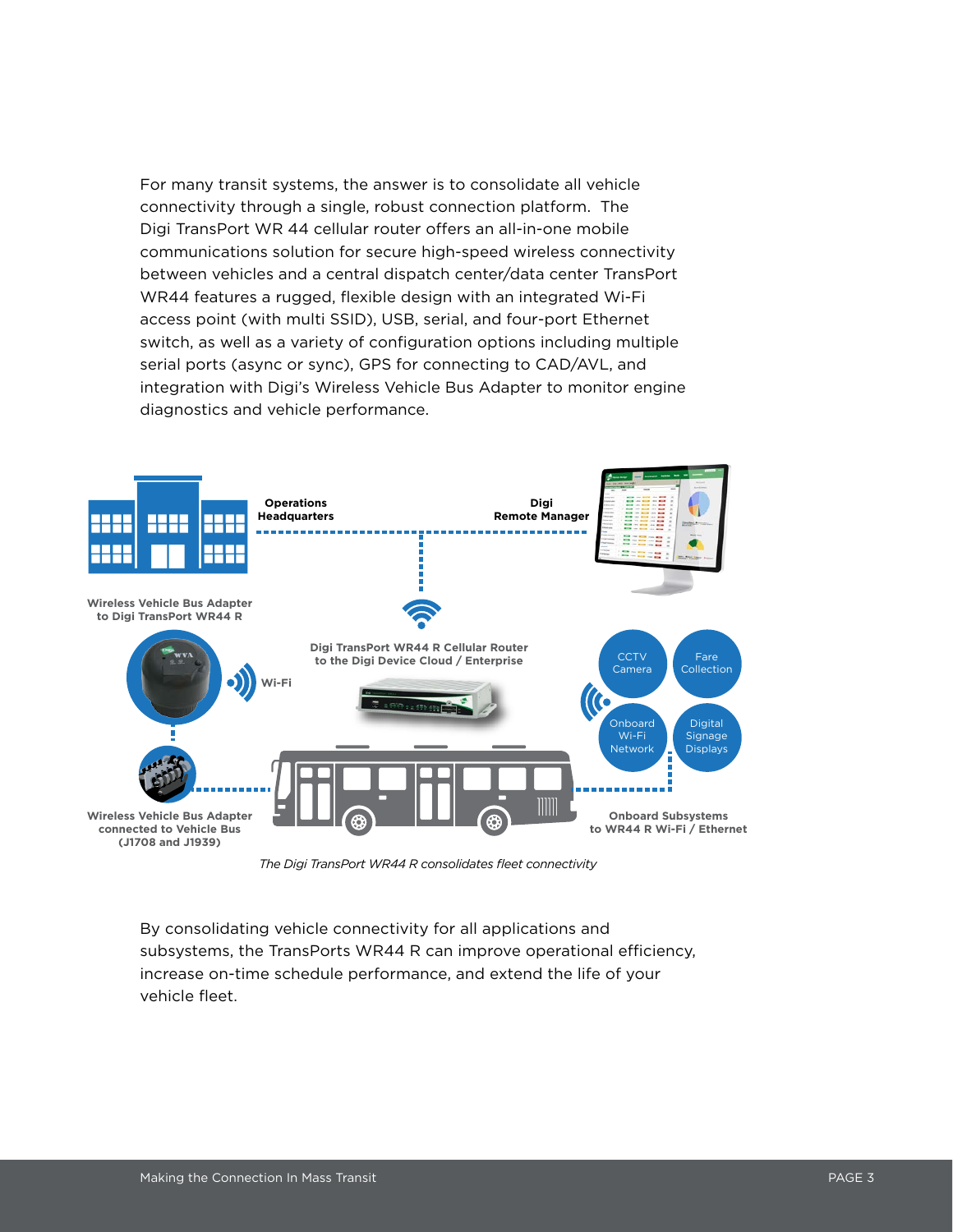For many transit systems, the answer is to consolidate all vehicle connectivity through a single, robust connection platform. The Digi TransPort WR 44 cellular router offers an all-in-one mobile communications solution for secure high-speed wireless connectivity between vehicles and a central dispatch center/data center TransPort WR44 features a rugged, flexible design with an integrated Wi-Fi access point (with multi SSID), USB, serial, and four-port Ethernet switch, as well as a variety of configuration options including multiple serial ports (async or sync), GPS for connecting to CAD/AVL, and integration with Digi's Wireless Vehicle Bus Adapter to monitor engine diagnostics and vehicle performance.

**Operations Headquarters**

**Digi Remote Manager**

**Wireless Vehicle Bus Adapter to Digi TransPort WR44 R**

**Digi TransPort WR44 R Cellular Router to the Digi Device Cloud / Enterprise**

**Wi-Fi**

CCTV Camera

Fare Collection

Onboard Wi-Fi Network

Digital Signage Displays

**Wireless Vehicle Bus Adapter connected to Vehicle Bus (J1708 and J1939)**

**Onboard Subsystems to WR44 R Wi-Fi / Ethernet**

*The Digi TransPort WR44 R consolidates fleet connectivity*

By consolidating vehicle connectivity for all applications and subsystems, the TransPorts WR44 R can improve operational efficiency, increase on-time schedule performance, and extend the life of your vehicle fleet.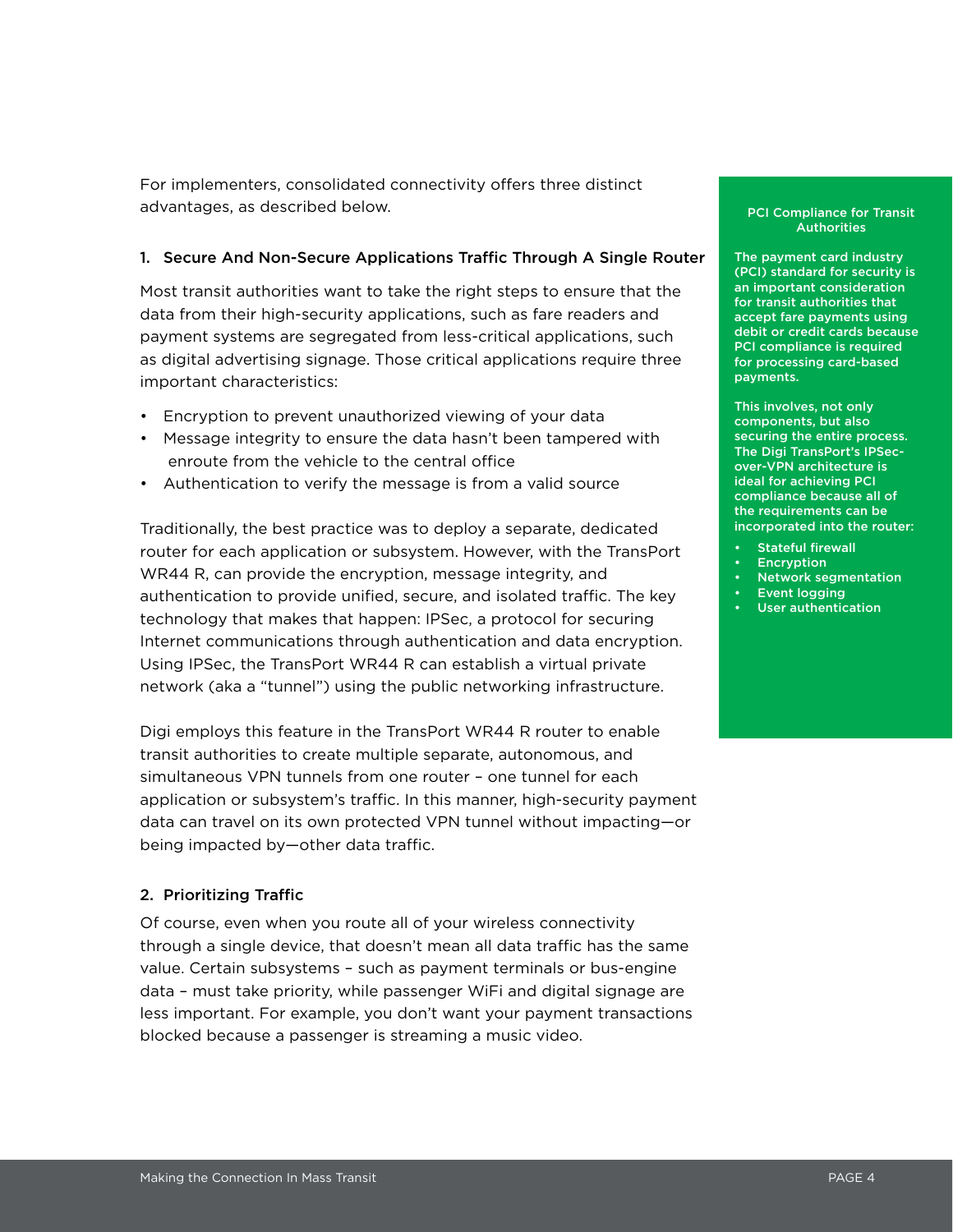For implementers, consolidated connectivity offers three distinct advantages, as described below.

### 1. Secure And Non-Secure Applications Traffic Through A Single Router

Most transit authorities want to take the right steps to ensure that the data from their high-security applications, such as fare readers and payment systems are segregated from less-critical applications, such as digital advertising signage. Those critical applications require three important characteristics:

- Encryption to prevent unauthorized viewing of your data
- Message integrity to ensure the data hasn't been tampered with enroute from the vehicle to the central office
- Authentication to verify the message is from a valid source

Traditionally, the best practice was to deploy a separate, dedicated router for each application or subsystem. However, with the TransPort WR44 R, can provide the encryption, message integrity, and authentication to provide unified, secure, and isolated traffic. The key technology that makes that happen: IPSec, a protocol for securing Internet communications through authentication and data encryption. Using IPSec, the TransPort WR44 R can establish a virtual private network (aka a "tunnel") using the public networking infrastructure.

Digi employs this feature in the TransPort WR44 R router to enable transit authorities to create multiple separate, autonomous, and simultaneous VPN tunnels from one router – one tunnel for each application or subsystem's traffic. In this manner, high-security payment data can travel on its own protected VPN tunnel without impacting—or being impacted by—other data traffic.

### 2. Prioritizing Traffic

Of course, even when you route all of your wireless connectivity through a single device, that doesn't mean all data traffic has the same value. Certain subsystems – such as payment terminals or bus-engine data – must take priority, while passenger WiFi and digital signage are less important. For example, you don't want your payment transactions blocked because a passenger is streaming a music video.

**PCI Compliance for Transit Authorities**

**The payment card industry (PCI) standard for security is an important consideration for transit authorities that accept fare payments using debit or credit cards because PCI compliance is required for processing card-based payments.**

**This involves, not only components, but also securing the entire process. The Digi TransPort's IPSec-over-VPN architecture is ideal for achieving PCI compliance because all of the requirements can be incorporated into the router:**

- **Stateful firewall**
- **Encryption**
- **Network segmentation**
- **Event logging**
- **User authentication**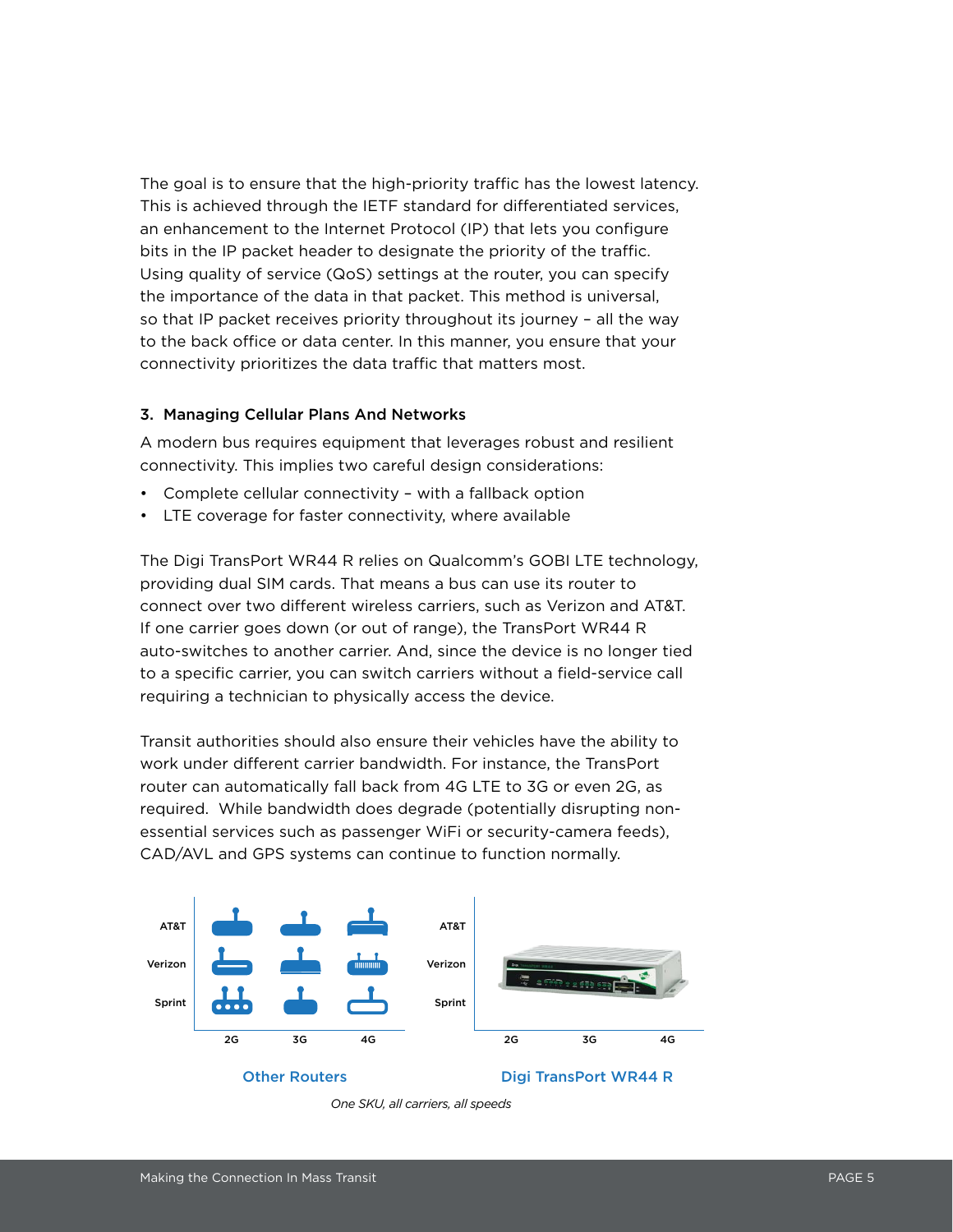The goal is to ensure that the high-priority traffic has the lowest latency. This is achieved through the IETF standard for differentiated services, an enhancement to the Internet Protocol (IP) that lets you configure bits in the IP packet header to designate the priority of the traffic. Using quality of service (QoS) settings at the router, you can specify the importance of the data in that packet. This method is universal, so that IP packet receives priority throughout its journey – all the way to the back office or data center. In this manner, you ensure that your connectivity prioritizes the data traffic that matters most.

### 3. Managing Cellular Plans And Networks

A modern bus requires equipment that leverages robust and resilient connectivity. This implies two careful design considerations:

- Complete cellular connectivity – with a fallback option
- LTE coverage for faster connectivity, where available

The Digi TransPort WR44 R relies on Qualcomm's GOBI LTE technology, providing dual SIM cards. That means a bus can use its router to connect over two different wireless carriers, such as Verizon and AT&T. If one carrier goes down (or out of range), the TransPort WR44 R auto-switches to another carrier. And, since the device is no longer tied to a specific carrier, you can switch carriers without a field-service call requiring a technician to physically access the device.

Transit authorities should also ensure their vehicles have the ability to work under different carrier bandwidth. For instance, the TransPort router can automatically fall back from 4G LTE to 3G or even 2G, as required. While bandwidth does degrade (potentially disrupting non-essential services such as passenger WiFi or security-camera feeds), CAD/AVL and GPS systems can continue to function normally.

AT&T
Verizon
Sprint
2G 3G 4G
Other Routers

AT&T
Verizon
Sprint
2G 3G 4G
Digi TransPort WR44 R

*One SKU, all carriers, all speeds*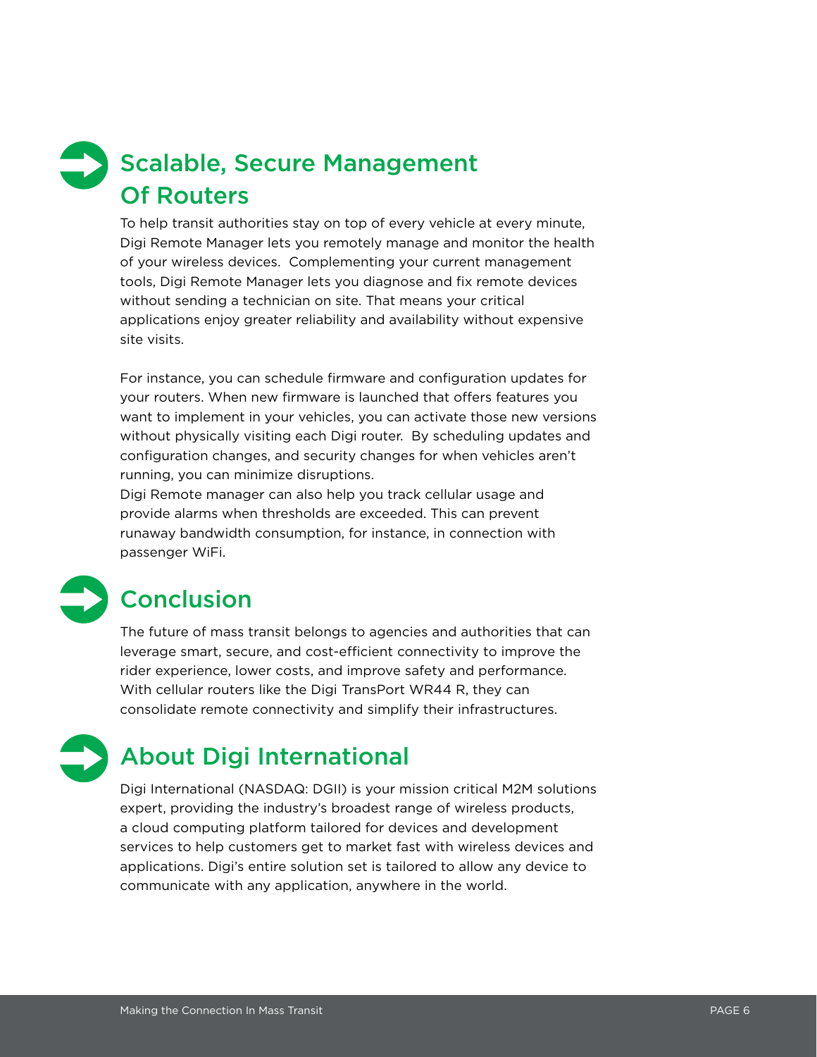## Scalable, Secure Management Of Routers

To help transit authorities stay on top of every vehicle at every minute, Digi Remote Manager lets you remotely manage and monitor the health of your wireless devices. Complementing your current management tools, Digi Remote Manager lets you diagnose and fix remote devices without sending a technician on site. That means your critical applications enjoy greater reliability and availability without expensive site visits.

For instance, you can schedule firmware and configuration updates for your routers. When new firmware is launched that offers features you want to implement in your vehicles, you can activate those new versions without physically visiting each Digi router. By scheduling updates and configuration changes, and security changes for when vehicles aren't running, you can minimize disruptions.

Digi Remote manager can also help you track cellular usage and provide alarms when thresholds are exceeded. This can prevent runaway bandwidth consumption, for instance, in connection with passenger WiFi.

## Conclusion

The future of mass transit belongs to agencies and authorities that can leverage smart, secure, and cost-efficient connectivity to improve the rider experience, lower costs, and improve safety and performance. With cellular routers like the Digi TransPort WR44 R, they can consolidate remote connectivity and simplify their infrastructures.

## About Digi International

Digi International (NASDAQ: DGII) is your mission critical M2M solutions expert, providing the industry's broadest range of wireless products, a cloud computing platform tailored for devices and development services to help customers get to market fast with wireless devices and applications. Digi's entire solution set is tailored to allow any device to communicate with any application, anywhere in the world.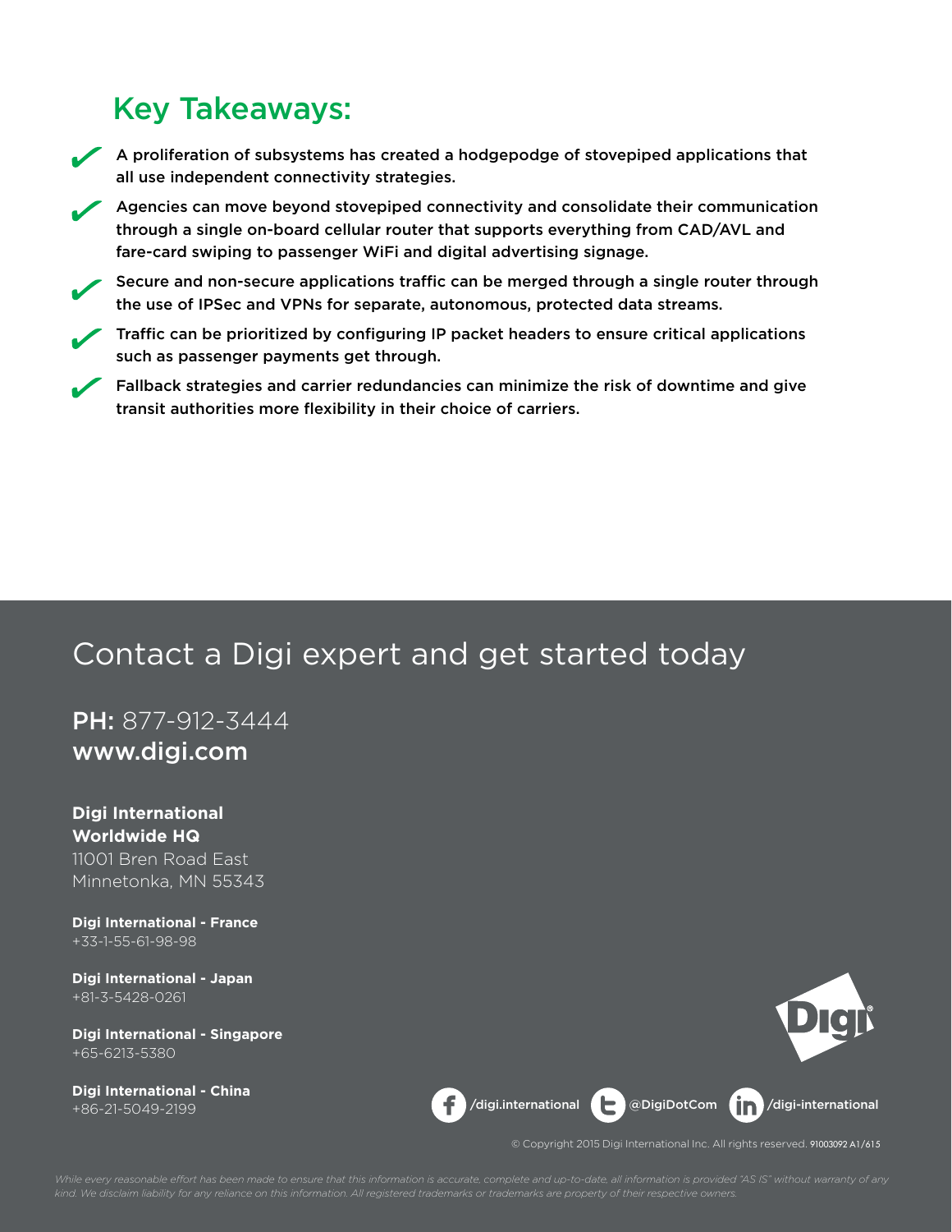## Key Takeaways:

- A proliferation of subsystems has created a hodgepodge of stovepiped applications that all use independent connectivity strategies.
- Agencies can move beyond stovepiped connectivity and consolidate their communication through a single on-board cellular router that supports everything from CAD/AVL and fare-card swiping to passenger WiFi and digital advertising signage.
- Secure and non-secure applications traffic can be merged through a single router through the use of IPSec and VPNs for separate, autonomous, protected data streams.
- Traffic can be prioritized by configuring IP packet headers to ensure critical applications such as passenger payments get through.
- Fallback strategies and carrier redundancies can minimize the risk of downtime and give transit authorities more flexibility in their choice of carriers.

## Contact a Digi expert and get started today

**PH:** 877-912-3444
**www.digi.com**

**Digi International**
**Worldwide HQ**
11001 Bren Road East
Minnetonka, MN 55343

**Digi International - France**
+33-1-55-61-98-98

**Digi International - Japan**
+81-3-5428-0261

**Digi International - Singapore**
+65-6213-5380

**Digi International - China**
+86-21-5049-2199

/digi.international @DigiDotCom /digi-international

© Copyright 2015 Digi International Inc. All rights reserved. 91003092 A1/615

*While every reasonable effort has been made to ensure that this information is accurate, complete and up-to-date, all information is provided "AS IS" without warranty of any kind. We disclaim liability for any reliance on this information. All registered trademarks or trademarks are property of their respective owners.*